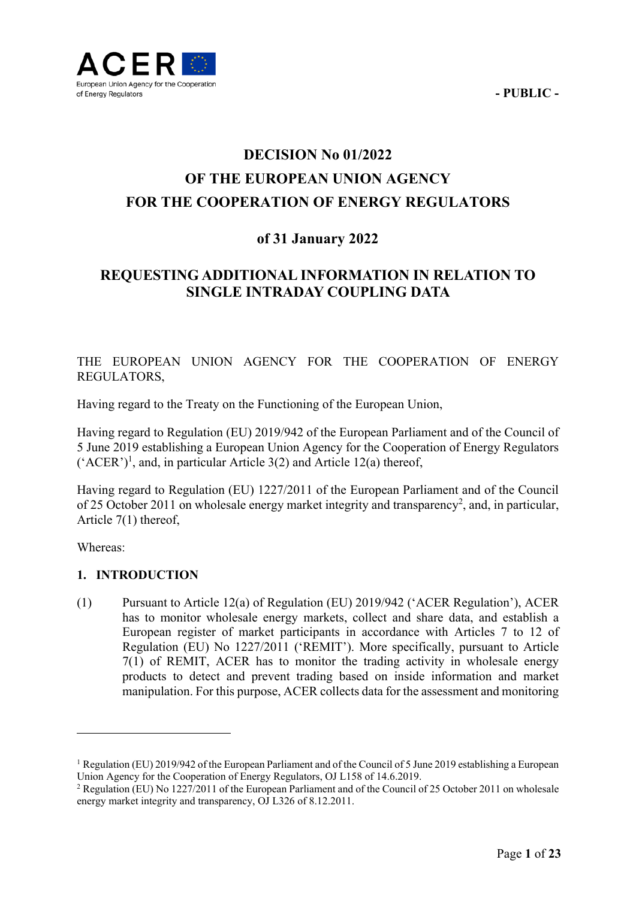- PUBLIC -

# DECISION No 01/2022
# OF THE EUROPEAN UNION AGENCY
# FOR THE COOPERATION OF ENERGY REGULATORS

## of 31 January 2022

## REQUESTING ADDITIONAL INFORMATION IN RELATION TO SINGLE INTRADAY COUPLING DATA

THE EUROPEAN UNION AGENCY FOR THE COOPERATION OF ENERGY REGULATORS,

Having regard to the Treaty on the Functioning of the European Union,

Having regard to Regulation (EU) 2019/942 of the European Parliament and of the Council of 5 June 2019 establishing a European Union Agency for the Cooperation of Energy Regulators ('ACER')[1], and, in particular Article 3(2) and Article 12(a) thereof,

Having regard to Regulation (EU) 1227/2011 of the European Parliament and of the Council of 25 October 2011 on wholesale energy market integrity and transparency[2], and, in particular, Article 7(1) thereof,

Whereas:

### 1. INTRODUCTION

(1) Pursuant to Article 12(a) of Regulation (EU) 2019/942 ('ACER Regulation'), ACER has to monitor wholesale energy markets, collect and share data, and establish a European register of market participants in accordance with Articles 7 to 12 of Regulation (EU) No 1227/2011 ('REMIT'). More specifically, pursuant to Article 7(1) of REMIT, ACER has to monitor the trading activity in wholesale energy products to detect and prevent trading based on inside information and market manipulation. For this purpose, ACER collects data for the assessment and monitoring

---

[1] Regulation (EU) 2019/942 of the European Parliament and of the Council of 5 June 2019 establishing a European Union Agency for the Cooperation of Energy Regulators, OJ L158 of 14.6.2019.

[2] Regulation (EU) No 1227/2011 of the European Parliament and of the Council of 25 October 2011 on wholesale energy market integrity and transparency, OJ L326 of 8.12.2011.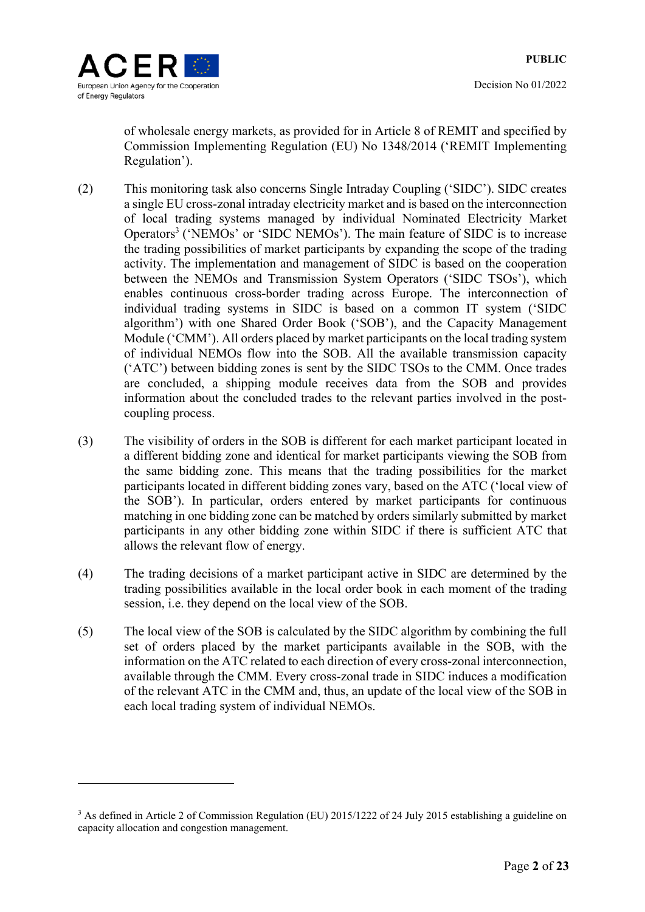of wholesale energy markets, as provided for in Article 8 of REMIT and specified by Commission Implementing Regulation (EU) No 1348/2014 ('REMIT Implementing Regulation').

(2) This monitoring task also concerns Single Intraday Coupling ('SIDC'). SIDC creates a single EU cross-zonal intraday electricity market and is based on the interconnection of local trading systems managed by individual Nominated Electricity Market Operators[3] ('NEMOs' or 'SIDC NEMOs'). The main feature of SIDC is to increase the trading possibilities of market participants by expanding the scope of the trading activity. The implementation and management of SIDC is based on the cooperation between the NEMOs and Transmission System Operators ('SIDC TSOs'), which enables continuous cross-border trading across Europe. The interconnection of individual trading systems in SIDC is based on a common IT system ('SIDC algorithm') with one Shared Order Book ('SOB'), and the Capacity Management Module ('CMM'). All orders placed by market participants on the local trading system of individual NEMOs flow into the SOB. All the available transmission capacity ('ATC') between bidding zones is sent by the SIDC TSOs to the CMM. Once trades are concluded, a shipping module receives data from the SOB and provides information about the concluded trades to the relevant parties involved in the post-coupling process.

(3) The visibility of orders in the SOB is different for each market participant located in a different bidding zone and identical for market participants viewing the SOB from the same bidding zone. This means that the trading possibilities for the market participants located in different bidding zones vary, based on the ATC ('local view of the SOB'). In particular, orders entered by market participants for continuous matching in one bidding zone can be matched by orders similarly submitted by market participants in any other bidding zone within SIDC if there is sufficient ATC that allows the relevant flow of energy.

(4) The trading decisions of a market participant active in SIDC are determined by the trading possibilities available in the local order book in each moment of the trading session, i.e. they depend on the local view of the SOB.

(5) The local view of the SOB is calculated by the SIDC algorithm by combining the full set of orders placed by the market participants available in the SOB, with the information on the ATC related to each direction of every cross-zonal interconnection, available through the CMM. Every cross-zonal trade in SIDC induces a modification of the relevant ATC in the CMM and, thus, an update of the local view of the SOB in each local trading system of individual NEMOs.

---

[3] As defined in Article 2 of Commission Regulation (EU) 2015/1222 of 24 July 2015 establishing a guideline on capacity allocation and congestion management.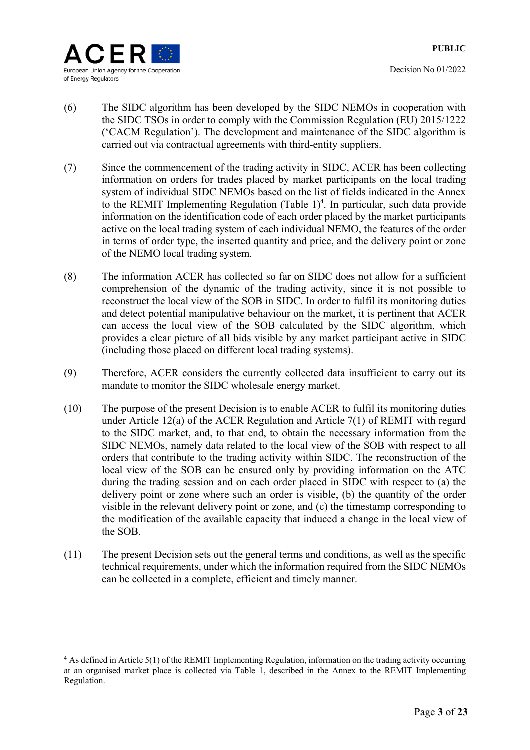(6) The SIDC algorithm has been developed by the SIDC NEMOs in cooperation with the SIDC TSOs in order to comply with the Commission Regulation (EU) 2015/1222 ('CACM Regulation'). The development and maintenance of the SIDC algorithm is carried out via contractual agreements with third-entity suppliers.

(7) Since the commencement of the trading activity in SIDC, ACER has been collecting information on orders for trades placed by market participants on the local trading system of individual SIDC NEMOs based on the list of fields indicated in the Annex to the REMIT Implementing Regulation (Table 1)[4]. In particular, such data provide information on the identification code of each order placed by the market participants active on the local trading system of each individual NEMO, the features of the order in terms of order type, the inserted quantity and price, and the delivery point or zone of the NEMO local trading system.

(8) The information ACER has collected so far on SIDC does not allow for a sufficient comprehension of the dynamic of the trading activity, since it is not possible to reconstruct the local view of the SOB in SIDC. In order to fulfil its monitoring duties and detect potential manipulative behaviour on the market, it is pertinent that ACER can access the local view of the SOB calculated by the SIDC algorithm, which provides a clear picture of all bids visible by any market participant active in SIDC (including those placed on different local trading systems).

(9) Therefore, ACER considers the currently collected data insufficient to carry out its mandate to monitor the SIDC wholesale energy market.

(10) The purpose of the present Decision is to enable ACER to fulfil its monitoring duties under Article 12(a) of the ACER Regulation and Article 7(1) of REMIT with regard to the SIDC market, and, to that end, to obtain the necessary information from the SIDC NEMOs, namely data related to the local view of the SOB with respect to all orders that contribute to the trading activity within SIDC. The reconstruction of the local view of the SOB can be ensured only by providing information on the ATC during the trading session and on each order placed in SIDC with respect to (a) the delivery point or zone where such an order is visible, (b) the quantity of the order visible in the relevant delivery point or zone, and (c) the timestamp corresponding to the modification of the available capacity that induced a change in the local view of the SOB.

(11) The present Decision sets out the general terms and conditions, as well as the specific technical requirements, under which the information required from the SIDC NEMOs can be collected in a complete, efficient and timely manner.

---

[4] As defined in Article 5(1) of the REMIT Implementing Regulation, information on the trading activity occurring at an organised market place is collected via Table 1, described in the Annex to the REMIT Implementing Regulation.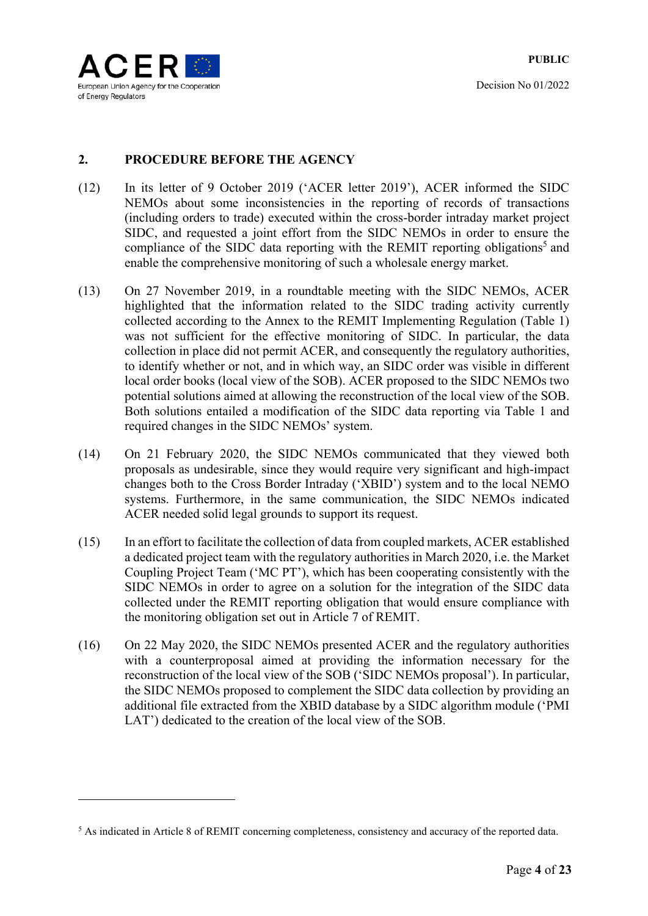## 2. PROCEDURE BEFORE THE AGENCY

(12) In its letter of 9 October 2019 ('ACER letter 2019'), ACER informed the SIDC NEMOs about some inconsistencies in the reporting of records of transactions (including orders to trade) executed within the cross-border intraday market project SIDC, and requested a joint effort from the SIDC NEMOs in order to ensure the compliance of the SIDC data reporting with the REMIT reporting obligations[5] and enable the comprehensive monitoring of such a wholesale energy market.

(13) On 27 November 2019, in a roundtable meeting with the SIDC NEMOs, ACER highlighted that the information related to the SIDC trading activity currently collected according to the Annex to the REMIT Implementing Regulation (Table 1) was not sufficient for the effective monitoring of SIDC. In particular, the data collection in place did not permit ACER, and consequently the regulatory authorities, to identify whether or not, and in which way, an SIDC order was visible in different local order books (local view of the SOB). ACER proposed to the SIDC NEMOs two potential solutions aimed at allowing the reconstruction of the local view of the SOB. Both solutions entailed a modification of the SIDC data reporting via Table 1 and required changes in the SIDC NEMOs' system.

(14) On 21 February 2020, the SIDC NEMOs communicated that they viewed both proposals as undesirable, since they would require very significant and high-impact changes both to the Cross Border Intraday ('XBID') system and to the local NEMO systems. Furthermore, in the same communication, the SIDC NEMOs indicated ACER needed solid legal grounds to support its request.

(15) In an effort to facilitate the collection of data from coupled markets, ACER established a dedicated project team with the regulatory authorities in March 2020, i.e. the Market Coupling Project Team ('MC PT'), which has been cooperating consistently with the SIDC NEMOs in order to agree on a solution for the integration of the SIDC data collected under the REMIT reporting obligation that would ensure compliance with the monitoring obligation set out in Article 7 of REMIT.

(16) On 22 May 2020, the SIDC NEMOs presented ACER and the regulatory authorities with a counterproposal aimed at providing the information necessary for the reconstruction of the local view of the SOB ('SIDC NEMOs proposal'). In particular, the SIDC NEMOs proposed to complement the SIDC data collection by providing an additional file extracted from the XBID database by a SIDC algorithm module ('PMI LAT') dedicated to the creation of the local view of the SOB.

---

[5] As indicated in Article 8 of REMIT concerning completeness, consistency and accuracy of the reported data.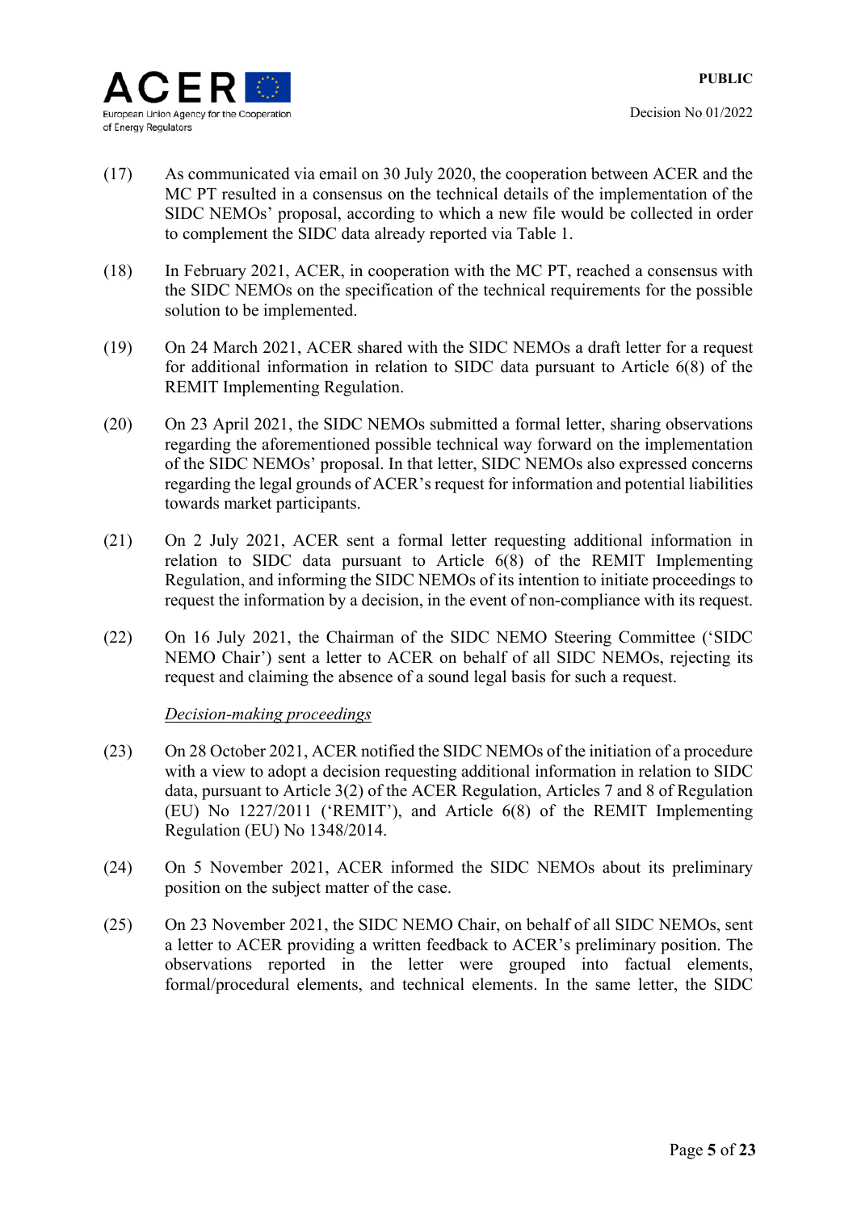(17) As communicated via email on 30 July 2020, the cooperation between ACER and the MC PT resulted in a consensus on the technical details of the implementation of the SIDC NEMOs' proposal, according to which a new file would be collected in order to complement the SIDC data already reported via Table 1.

(18) In February 2021, ACER, in cooperation with the MC PT, reached a consensus with the SIDC NEMOs on the specification of the technical requirements for the possible solution to be implemented.

(19) On 24 March 2021, ACER shared with the SIDC NEMOs a draft letter for a request for additional information in relation to SIDC data pursuant to Article 6(8) of the REMIT Implementing Regulation.

(20) On 23 April 2021, the SIDC NEMOs submitted a formal letter, sharing observations regarding the aforementioned possible technical way forward on the implementation of the SIDC NEMOs' proposal. In that letter, SIDC NEMOs also expressed concerns regarding the legal grounds of ACER's request for information and potential liabilities towards market participants.

(21) On 2 July 2021, ACER sent a formal letter requesting additional information in relation to SIDC data pursuant to Article 6(8) of the REMIT Implementing Regulation, and informing the SIDC NEMOs of its intention to initiate proceedings to request the information by a decision, in the event of non-compliance with its request.

(22) On 16 July 2021, the Chairman of the SIDC NEMO Steering Committee ('SIDC NEMO Chair') sent a letter to ACER on behalf of all SIDC NEMOs, rejecting its request and claiming the absence of a sound legal basis for such a request.

*Decision-making proceedings*

(23) On 28 October 2021, ACER notified the SIDC NEMOs of the initiation of a procedure with a view to adopt a decision requesting additional information in relation to SIDC data, pursuant to Article 3(2) of the ACER Regulation, Articles 7 and 8 of Regulation (EU) No 1227/2011 ('REMIT'), and Article 6(8) of the REMIT Implementing Regulation (EU) No 1348/2014.

(24) On 5 November 2021, ACER informed the SIDC NEMOs about its preliminary position on the subject matter of the case.

(25) On 23 November 2021, the SIDC NEMO Chair, on behalf of all SIDC NEMOs, sent a letter to ACER providing a written feedback to ACER's preliminary position. The observations reported in the letter were grouped into factual elements, formal/procedural elements, and technical elements. In the same letter, the SIDC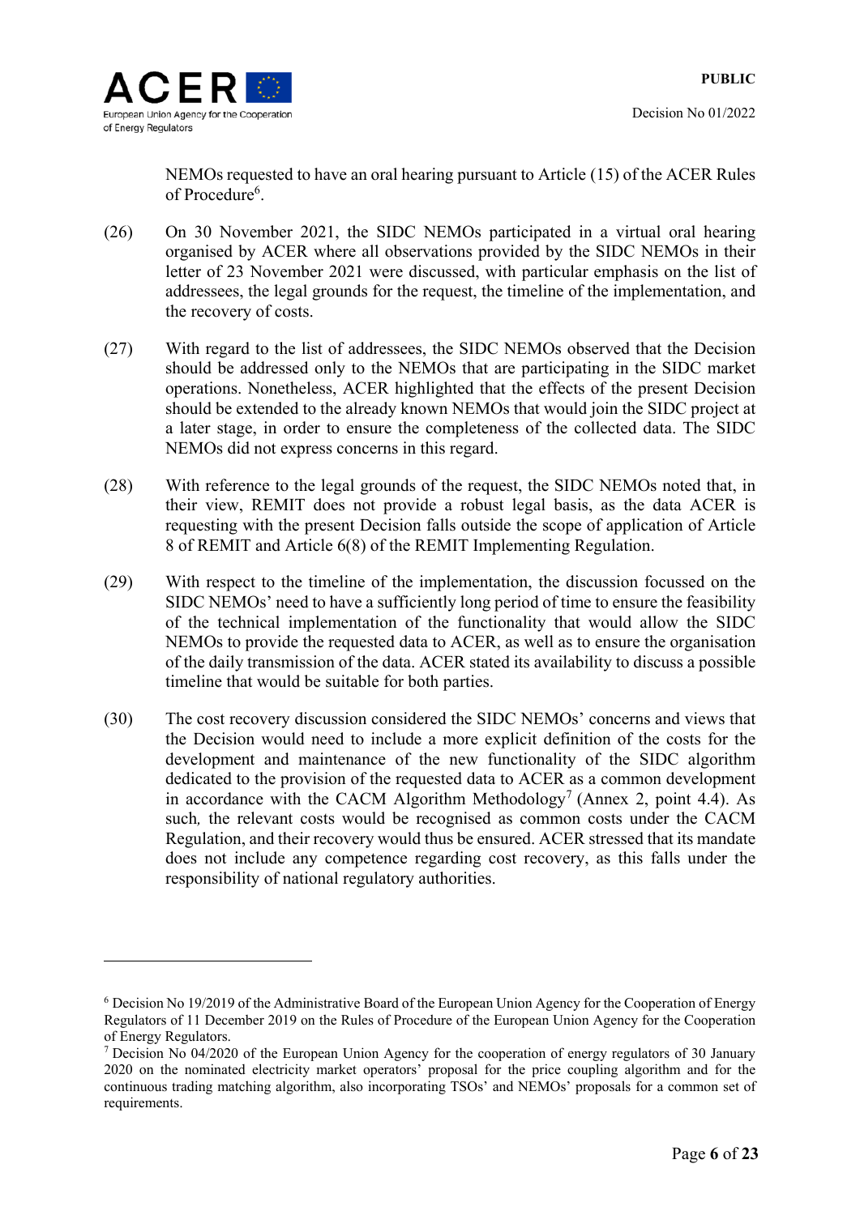NEMOs requested to have an oral hearing pursuant to Article (15) of the ACER Rules of Procedure[6].

(26) On 30 November 2021, the SIDC NEMOs participated in a virtual oral hearing organised by ACER where all observations provided by the SIDC NEMOs in their letter of 23 November 2021 were discussed, with particular emphasis on the list of addressees, the legal grounds for the request, the timeline of the implementation, and the recovery of costs.

(27) With regard to the list of addressees, the SIDC NEMOs observed that the Decision should be addressed only to the NEMOs that are participating in the SIDC market operations. Nonetheless, ACER highlighted that the effects of the present Decision should be extended to the already known NEMOs that would join the SIDC project at a later stage, in order to ensure the completeness of the collected data. The SIDC NEMOs did not express concerns in this regard.

(28) With reference to the legal grounds of the request, the SIDC NEMOs noted that, in their view, REMIT does not provide a robust legal basis, as the data ACER is requesting with the present Decision falls outside the scope of application of Article 8 of REMIT and Article 6(8) of the REMIT Implementing Regulation.

(29) With respect to the timeline of the implementation, the discussion focussed on the SIDC NEMOs' need to have a sufficiently long period of time to ensure the feasibility of the technical implementation of the functionality that would allow the SIDC NEMOs to provide the requested data to ACER, as well as to ensure the organisation of the daily transmission of the data. ACER stated its availability to discuss a possible timeline that would be suitable for both parties.

(30) The cost recovery discussion considered the SIDC NEMOs' concerns and views that the Decision would need to include a more explicit definition of the costs for the development and maintenance of the new functionality of the SIDC algorithm dedicated to the provision of the requested data to ACER as a common development in accordance with the CACM Algorithm Methodology[7] (Annex 2, point 4.4). As such*,* the relevant costs would be recognised as common costs under the CACM Regulation, and their recovery would thus be ensured. ACER stressed that its mandate does not include any competence regarding cost recovery, as this falls under the responsibility of national regulatory authorities.

---

[6] Decision No 19/2019 of the Administrative Board of the European Union Agency for the Cooperation of Energy Regulators of 11 December 2019 on the Rules of Procedure of the European Union Agency for the Cooperation of Energy Regulators.

[7] Decision No 04/2020 of the European Union Agency for the cooperation of energy regulators of 30 January 2020 on the nominated electricity market operators' proposal for the price coupling algorithm and for the continuous trading matching algorithm, also incorporating TSOs' and NEMOs' proposals for a common set of requirements.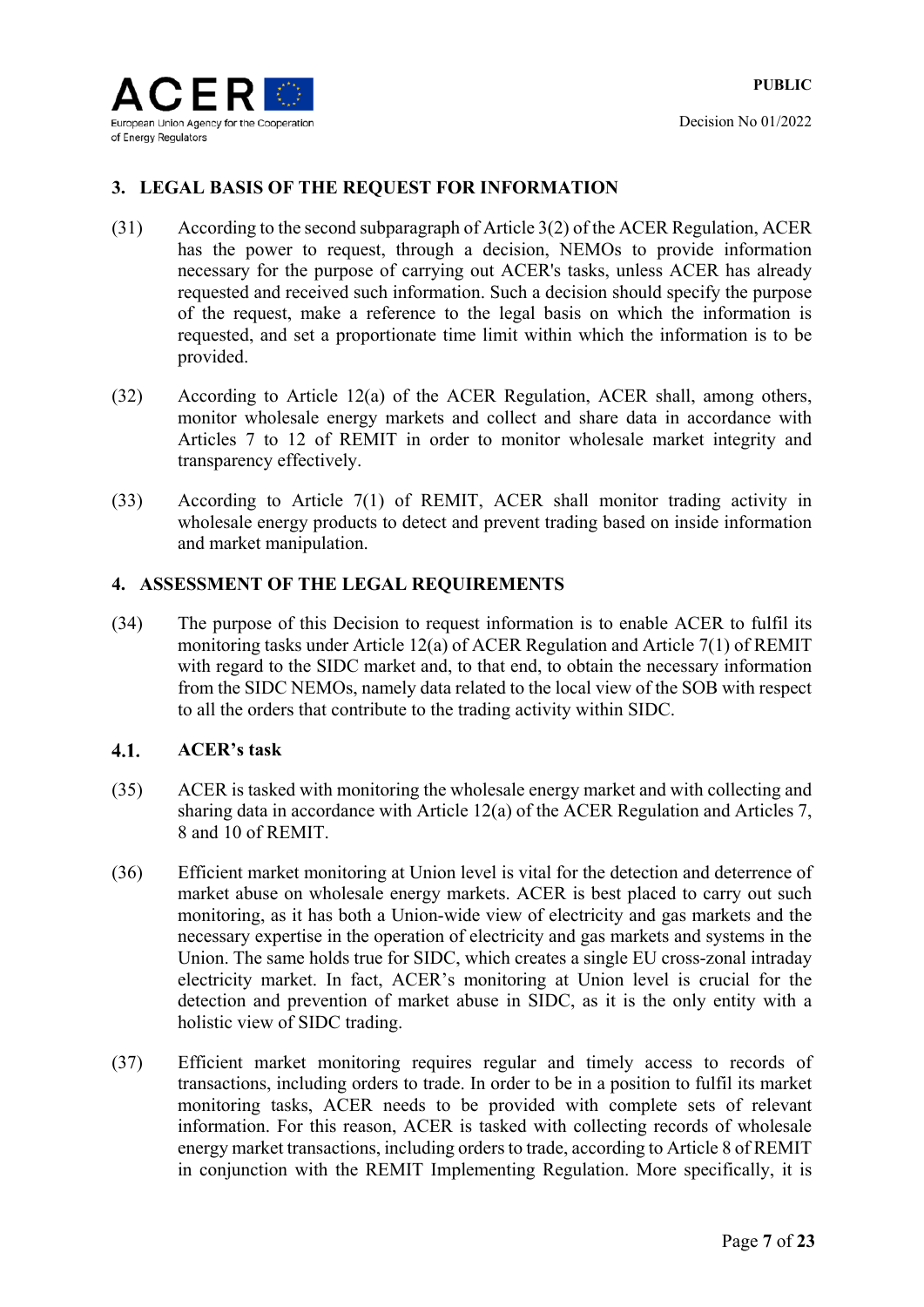## 3. LEGAL BASIS OF THE REQUEST FOR INFORMATION

(31) According to the second subparagraph of Article 3(2) of the ACER Regulation, ACER has the power to request, through a decision, NEMOs to provide information necessary for the purpose of carrying out ACER's tasks, unless ACER has already requested and received such information. Such a decision should specify the purpose of the request, make a reference to the legal basis on which the information is requested, and set a proportionate time limit within which the information is to be provided.

(32) According to Article 12(a) of the ACER Regulation, ACER shall, among others, monitor wholesale energy markets and collect and share data in accordance with Articles 7 to 12 of REMIT in order to monitor wholesale market integrity and transparency effectively.

(33) According to Article 7(1) of REMIT, ACER shall monitor trading activity in wholesale energy products to detect and prevent trading based on inside information and market manipulation.

## 4. ASSESSMENT OF THE LEGAL REQUIREMENTS

(34) The purpose of this Decision to request information is to enable ACER to fulfil its monitoring tasks under Article 12(a) of ACER Regulation and Article 7(1) of REMIT with regard to the SIDC market and, to that end, to obtain the necessary information from the SIDC NEMOs, namely data related to the local view of the SOB with respect to all the orders that contribute to the trading activity within SIDC.

### 4.1. ACER's task

(35) ACER is tasked with monitoring the wholesale energy market and with collecting and sharing data in accordance with Article 12(a) of the ACER Regulation and Articles 7, 8 and 10 of REMIT.

(36) Efficient market monitoring at Union level is vital for the detection and deterrence of market abuse on wholesale energy markets. ACER is best placed to carry out such monitoring, as it has both a Union-wide view of electricity and gas markets and the necessary expertise in the operation of electricity and gas markets and systems in the Union. The same holds true for SIDC, which creates a single EU cross-zonal intraday electricity market. In fact, ACER's monitoring at Union level is crucial for the detection and prevention of market abuse in SIDC, as it is the only entity with a holistic view of SIDC trading.

(37) Efficient market monitoring requires regular and timely access to records of transactions, including orders to trade. In order to be in a position to fulfil its market monitoring tasks, ACER needs to be provided with complete sets of relevant information. For this reason, ACER is tasked with collecting records of wholesale energy market transactions, including orders to trade, according to Article 8 of REMIT in conjunction with the REMIT Implementing Regulation. More specifically, it is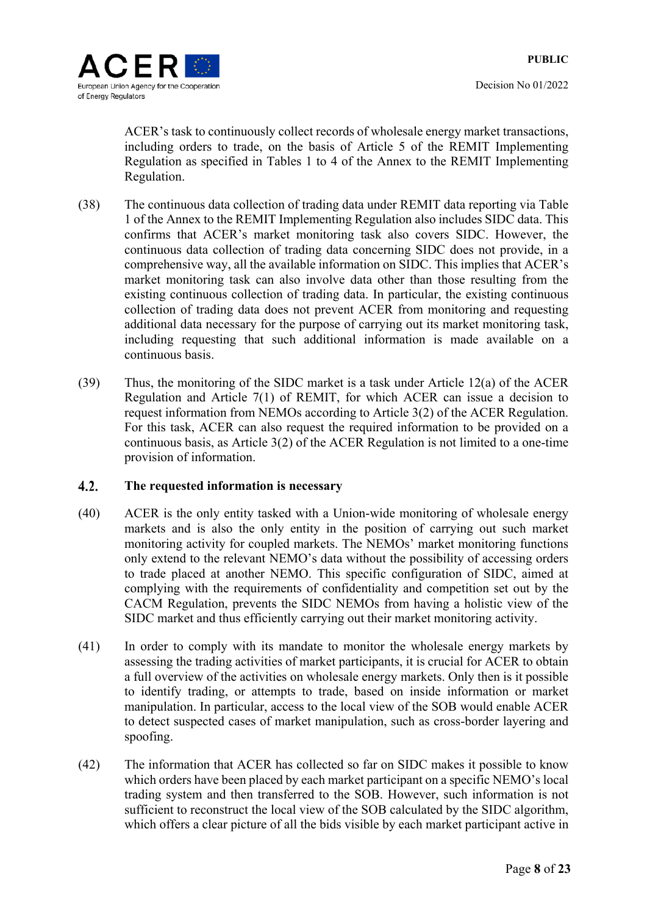ACER's task to continuously collect records of wholesale energy market transactions, including orders to trade, on the basis of Article 5 of the REMIT Implementing Regulation as specified in Tables 1 to 4 of the Annex to the REMIT Implementing Regulation.

(38) The continuous data collection of trading data under REMIT data reporting via Table 1 of the Annex to the REMIT Implementing Regulation also includes SIDC data. This confirms that ACER's market monitoring task also covers SIDC. However, the continuous data collection of trading data concerning SIDC does not provide, in a comprehensive way, all the available information on SIDC. This implies that ACER's market monitoring task can also involve data other than those resulting from the existing continuous collection of trading data. In particular, the existing continuous collection of trading data does not prevent ACER from monitoring and requesting additional data necessary for the purpose of carrying out its market monitoring task, including requesting that such additional information is made available on a continuous basis.

(39) Thus, the monitoring of the SIDC market is a task under Article 12(a) of the ACER Regulation and Article 7(1) of REMIT, for which ACER can issue a decision to request information from NEMOs according to Article 3(2) of the ACER Regulation. For this task, ACER can also request the required information to be provided on a continuous basis, as Article 3(2) of the ACER Regulation is not limited to a one-time provision of information.

### 4.2. The requested information is necessary

(40) ACER is the only entity tasked with a Union-wide monitoring of wholesale energy markets and is also the only entity in the position of carrying out such market monitoring activity for coupled markets. The NEMOs' market monitoring functions only extend to the relevant NEMO's data without the possibility of accessing orders to trade placed at another NEMO. This specific configuration of SIDC, aimed at complying with the requirements of confidentiality and competition set out by the CACM Regulation, prevents the SIDC NEMOs from having a holistic view of the SIDC market and thus efficiently carrying out their market monitoring activity.

(41) In order to comply with its mandate to monitor the wholesale energy markets by assessing the trading activities of market participants, it is crucial for ACER to obtain a full overview of the activities on wholesale energy markets. Only then is it possible to identify trading, or attempts to trade, based on inside information or market manipulation. In particular, access to the local view of the SOB would enable ACER to detect suspected cases of market manipulation, such as cross-border layering and spoofing.

(42) The information that ACER has collected so far on SIDC makes it possible to know which orders have been placed by each market participant on a specific NEMO's local trading system and then transferred to the SOB. However, such information is not sufficient to reconstruct the local view of the SOB calculated by the SIDC algorithm, which offers a clear picture of all the bids visible by each market participant active in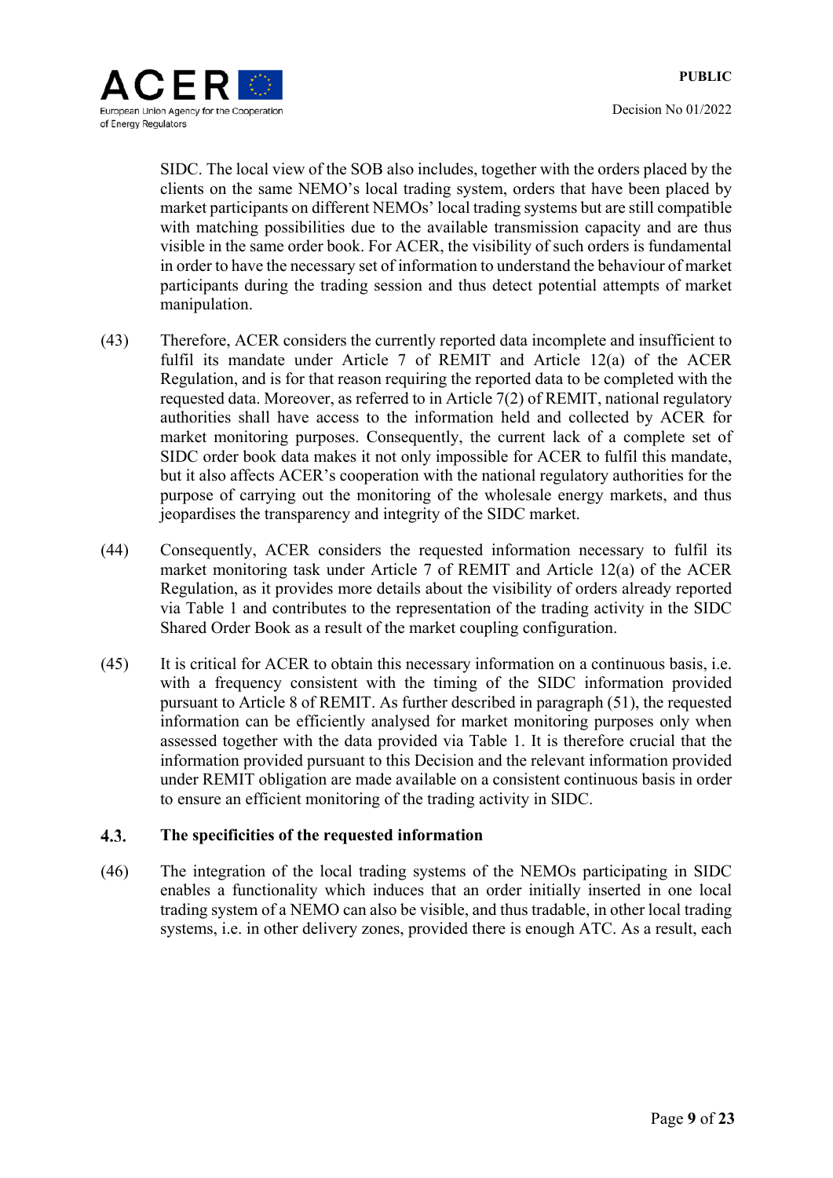SIDC. The local view of the SOB also includes, together with the orders placed by the clients on the same NEMO's local trading system, orders that have been placed by market participants on different NEMOs' local trading systems but are still compatible with matching possibilities due to the available transmission capacity and are thus visible in the same order book. For ACER, the visibility of such orders is fundamental in order to have the necessary set of information to understand the behaviour of market participants during the trading session and thus detect potential attempts of market manipulation.

(43) Therefore, ACER considers the currently reported data incomplete and insufficient to fulfil its mandate under Article 7 of REMIT and Article 12(a) of the ACER Regulation, and is for that reason requiring the reported data to be completed with the requested data. Moreover, as referred to in Article 7(2) of REMIT, national regulatory authorities shall have access to the information held and collected by ACER for market monitoring purposes. Consequently, the current lack of a complete set of SIDC order book data makes it not only impossible for ACER to fulfil this mandate, but it also affects ACER's cooperation with the national regulatory authorities for the purpose of carrying out the monitoring of the wholesale energy markets, and thus jeopardises the transparency and integrity of the SIDC market.

(44) Consequently, ACER considers the requested information necessary to fulfil its market monitoring task under Article 7 of REMIT and Article 12(a) of the ACER Regulation, as it provides more details about the visibility of orders already reported via Table 1 and contributes to the representation of the trading activity in the SIDC Shared Order Book as a result of the market coupling configuration.

(45) It is critical for ACER to obtain this necessary information on a continuous basis, i.e. with a frequency consistent with the timing of the SIDC information provided pursuant to Article 8 of REMIT. As further described in paragraph (51), the requested information can be efficiently analysed for market monitoring purposes only when assessed together with the data provided via Table 1. It is therefore crucial that the information provided pursuant to this Decision and the relevant information provided under REMIT obligation are made available on a consistent continuous basis in order to ensure an efficient monitoring of the trading activity in SIDC.

## 4.3. The specificities of the requested information

(46) The integration of the local trading systems of the NEMOs participating in SIDC enables a functionality which induces that an order initially inserted in one local trading system of a NEMO can also be visible, and thus tradable, in other local trading systems, i.e. in other delivery zones, provided there is enough ATC. As a result, each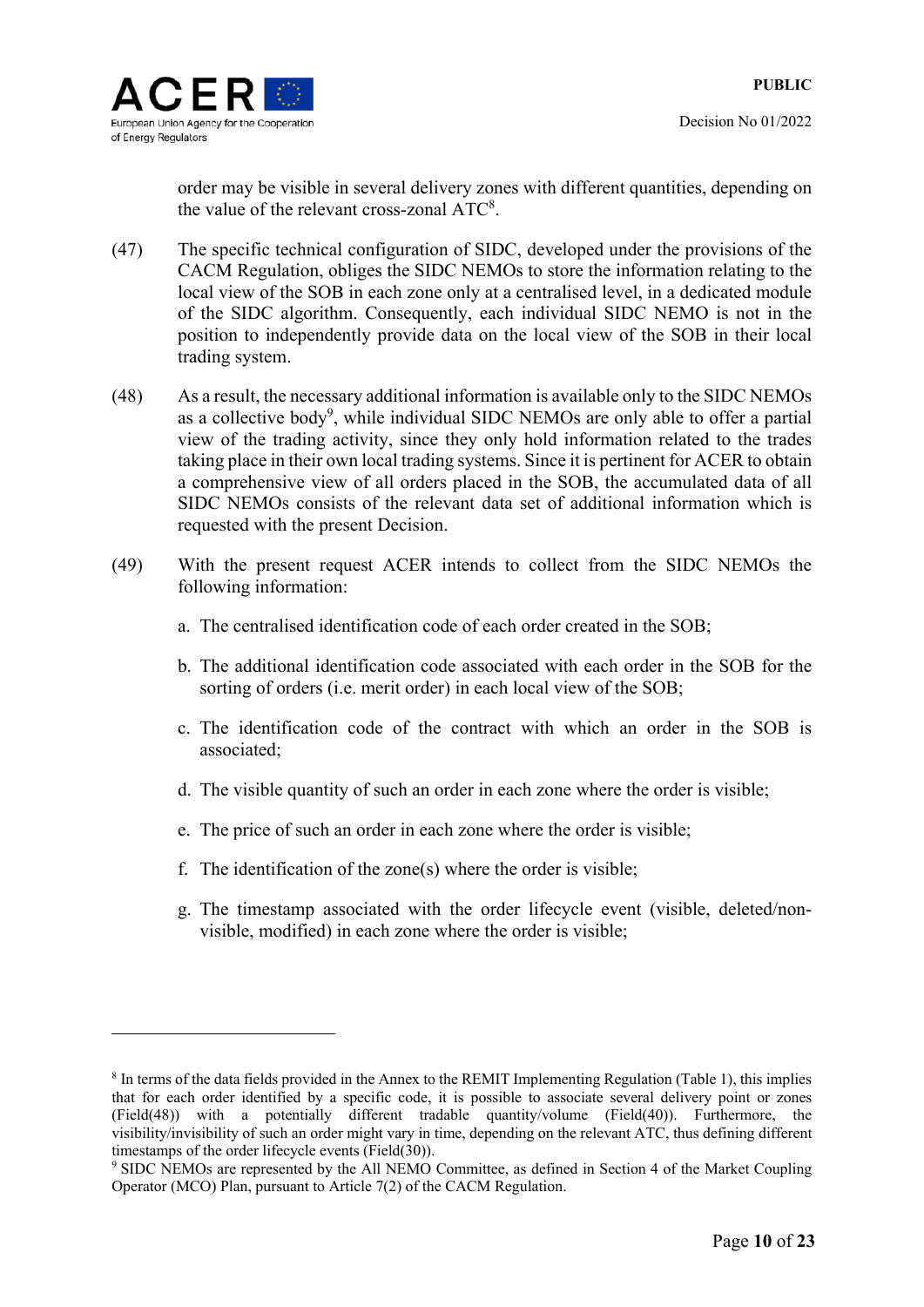order may be visible in several delivery zones with different quantities, depending on the value of the relevant cross-zonal ATC[8].

(47) The specific technical configuration of SIDC, developed under the provisions of the CACM Regulation, obliges the SIDC NEMOs to store the information relating to the local view of the SOB in each zone only at a centralised level, in a dedicated module of the SIDC algorithm. Consequently, each individual SIDC NEMO is not in the position to independently provide data on the local view of the SOB in their local trading system.

(48) As a result, the necessary additional information is available only to the SIDC NEMOs as a collective body[9], while individual SIDC NEMOs are only able to offer a partial view of the trading activity, since they only hold information related to the trades taking place in their own local trading systems. Since it is pertinent for ACER to obtain a comprehensive view of all orders placed in the SOB, the accumulated data of all SIDC NEMOs consists of the relevant data set of additional information which is requested with the present Decision.

(49) With the present request ACER intends to collect from the SIDC NEMOs the following information:

a. The centralised identification code of each order created in the SOB;

b. The additional identification code associated with each order in the SOB for the sorting of orders (i.e. merit order) in each local view of the SOB;

c. The identification code of the contract with which an order in the SOB is associated;

d. The visible quantity of such an order in each zone where the order is visible;

e. The price of such an order in each zone where the order is visible;

f. The identification of the zone(s) where the order is visible;

g. The timestamp associated with the order lifecycle event (visible, deleted/non-visible, modified) in each zone where the order is visible;

---

[8] In terms of the data fields provided in the Annex to the REMIT Implementing Regulation (Table 1), this implies that for each order identified by a specific code, it is possible to associate several delivery point or zones (Field(48)) with a potentially different tradable quantity/volume (Field(40)). Furthermore, the visibility/invisibility of such an order might vary in time, depending on the relevant ATC, thus defining different timestamps of the order lifecycle events (Field(30)).

[9] SIDC NEMOs are represented by the All NEMO Committee, as defined in Section 4 of the Market Coupling Operator (MCO) Plan, pursuant to Article 7(2) of the CACM Regulation.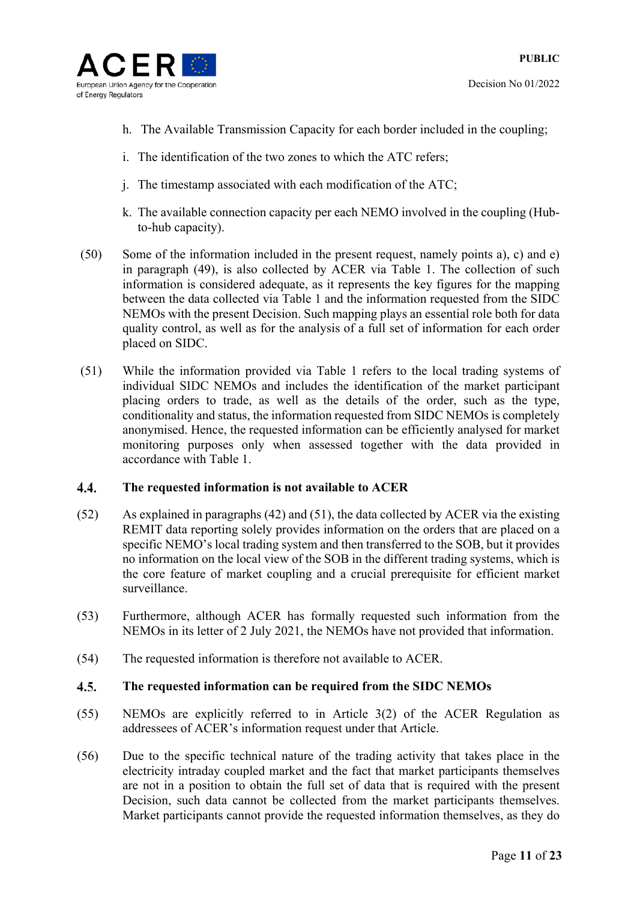h. The Available Transmission Capacity for each border included in the coupling;

i. The identification of the two zones to which the ATC refers;

j. The timestamp associated with each modification of the ATC;

k. The available connection capacity per each NEMO involved in the coupling (Hub-to-hub capacity).

(50) Some of the information included in the present request, namely points a), c) and e) in paragraph (49), is also collected by ACER via Table 1. The collection of such information is considered adequate, as it represents the key figures for the mapping between the data collected via Table 1 and the information requested from the SIDC NEMOs with the present Decision. Such mapping plays an essential role both for data quality control, as well as for the analysis of a full set of information for each order placed on SIDC.

(51) While the information provided via Table 1 refers to the local trading systems of individual SIDC NEMOs and includes the identification of the market participant placing orders to trade, as well as the details of the order, such as the type, conditionality and status, the information requested from SIDC NEMOs is completely anonymised. Hence, the requested information can be efficiently analysed for market monitoring purposes only when assessed together with the data provided in accordance with Table 1.

## 4.4. The requested information is not available to ACER

(52) As explained in paragraphs (42) and (51), the data collected by ACER via the existing REMIT data reporting solely provides information on the orders that are placed on a specific NEMO's local trading system and then transferred to the SOB, but it provides no information on the local view of the SOB in the different trading systems, which is the core feature of market coupling and a crucial prerequisite for efficient market surveillance.

(53) Furthermore, although ACER has formally requested such information from the NEMOs in its letter of 2 July 2021, the NEMOs have not provided that information.

(54) The requested information is therefore not available to ACER.

## 4.5. The requested information can be required from the SIDC NEMOs

(55) NEMOs are explicitly referred to in Article 3(2) of the ACER Regulation as addressees of ACER's information request under that Article.

(56) Due to the specific technical nature of the trading activity that takes place in the electricity intraday coupled market and the fact that market participants themselves are not in a position to obtain the full set of data that is required with the present Decision, such data cannot be collected from the market participants themselves. Market participants cannot provide the requested information themselves, as they do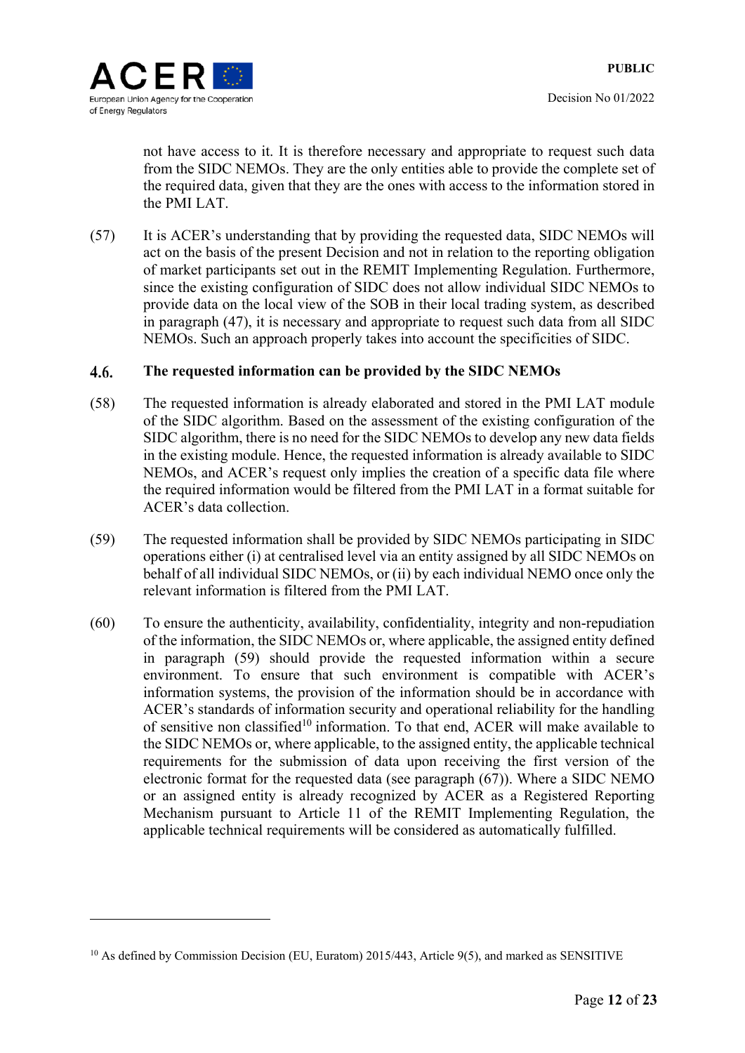not have access to it. It is therefore necessary and appropriate to request such data from the SIDC NEMOs. They are the only entities able to provide the complete set of the required data, given that they are the ones with access to the information stored in the PMI LAT.

(57) It is ACER's understanding that by providing the requested data, SIDC NEMOs will act on the basis of the present Decision and not in relation to the reporting obligation of market participants set out in the REMIT Implementing Regulation. Furthermore, since the existing configuration of SIDC does not allow individual SIDC NEMOs to provide data on the local view of the SOB in their local trading system, as described in paragraph (47), it is necessary and appropriate to request such data from all SIDC NEMOs. Such an approach properly takes into account the specificities of SIDC.

### 4.6. The requested information can be provided by the SIDC NEMOs

(58) The requested information is already elaborated and stored in the PMI LAT module of the SIDC algorithm. Based on the assessment of the existing configuration of the SIDC algorithm, there is no need for the SIDC NEMOs to develop any new data fields in the existing module. Hence, the requested information is already available to SIDC NEMOs, and ACER's request only implies the creation of a specific data file where the required information would be filtered from the PMI LAT in a format suitable for ACER's data collection.

(59) The requested information shall be provided by SIDC NEMOs participating in SIDC operations either (i) at centralised level via an entity assigned by all SIDC NEMOs on behalf of all individual SIDC NEMOs, or (ii) by each individual NEMO once only the relevant information is filtered from the PMI LAT.

(60) To ensure the authenticity, availability, confidentiality, integrity and non-repudiation of the information, the SIDC NEMOs or, where applicable, the assigned entity defined in paragraph (59) should provide the requested information within a secure environment. To ensure that such environment is compatible with ACER's information systems, the provision of the information should be in accordance with ACER's standards of information security and operational reliability for the handling of sensitive non classified[10] information. To that end, ACER will make available to the SIDC NEMOs or, where applicable, to the assigned entity, the applicable technical requirements for the submission of data upon receiving the first version of the electronic format for the requested data (see paragraph (67)). Where a SIDC NEMO or an assigned entity is already recognized by ACER as a Registered Reporting Mechanism pursuant to Article 11 of the REMIT Implementing Regulation, the applicable technical requirements will be considered as automatically fulfilled.

---

[10] As defined by Commission Decision (EU, Euratom) 2015/443, Article 9(5), and marked as SENSITIVE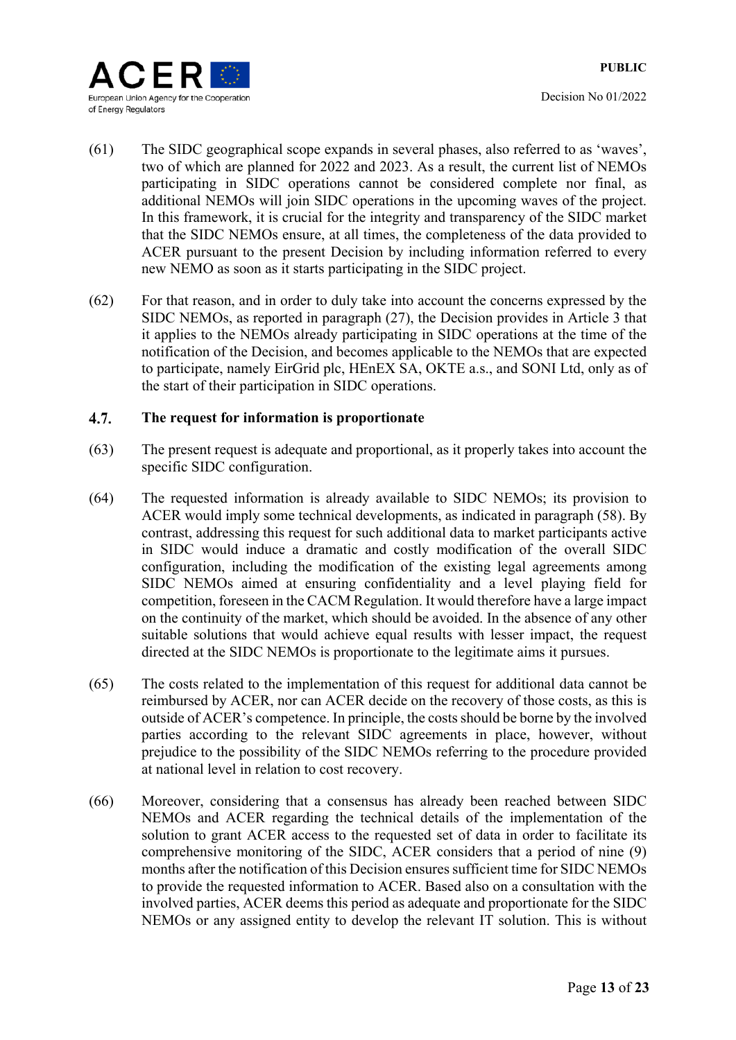(61) The SIDC geographical scope expands in several phases, also referred to as 'waves', two of which are planned for 2022 and 2023. As a result, the current list of NEMOs participating in SIDC operations cannot be considered complete nor final, as additional NEMOs will join SIDC operations in the upcoming waves of the project. In this framework, it is crucial for the integrity and transparency of the SIDC market that the SIDC NEMOs ensure, at all times, the completeness of the data provided to ACER pursuant to the present Decision by including information referred to every new NEMO as soon as it starts participating in the SIDC project.

(62) For that reason, and in order to duly take into account the concerns expressed by the SIDC NEMOs, as reported in paragraph (27), the Decision provides in Article 3 that it applies to the NEMOs already participating in SIDC operations at the time of the notification of the Decision, and becomes applicable to the NEMOs that are expected to participate, namely EirGrid plc, HEnEX SA, OKTE a.s., and SONI Ltd, only as of the start of their participation in SIDC operations.

## 4.7. The request for information is proportionate

(63) The present request is adequate and proportional, as it properly takes into account the specific SIDC configuration.

(64) The requested information is already available to SIDC NEMOs; its provision to ACER would imply some technical developments, as indicated in paragraph (58). By contrast, addressing this request for such additional data to market participants active in SIDC would induce a dramatic and costly modification of the overall SIDC configuration, including the modification of the existing legal agreements among SIDC NEMOs aimed at ensuring confidentiality and a level playing field for competition, foreseen in the CACM Regulation. It would therefore have a large impact on the continuity of the market, which should be avoided. In the absence of any other suitable solutions that would achieve equal results with lesser impact, the request directed at the SIDC NEMOs is proportionate to the legitimate aims it pursues.

(65) The costs related to the implementation of this request for additional data cannot be reimbursed by ACER, nor can ACER decide on the recovery of those costs, as this is outside of ACER's competence. In principle, the costs should be borne by the involved parties according to the relevant SIDC agreements in place, however, without prejudice to the possibility of the SIDC NEMOs referring to the procedure provided at national level in relation to cost recovery.

(66) Moreover, considering that a consensus has already been reached between SIDC NEMOs and ACER regarding the technical details of the implementation of the solution to grant ACER access to the requested set of data in order to facilitate its comprehensive monitoring of the SIDC, ACER considers that a period of nine (9) months after the notification of this Decision ensures sufficient time for SIDC NEMOs to provide the requested information to ACER. Based also on a consultation with the involved parties, ACER deems this period as adequate and proportionate for the SIDC NEMOs or any assigned entity to develop the relevant IT solution. This is without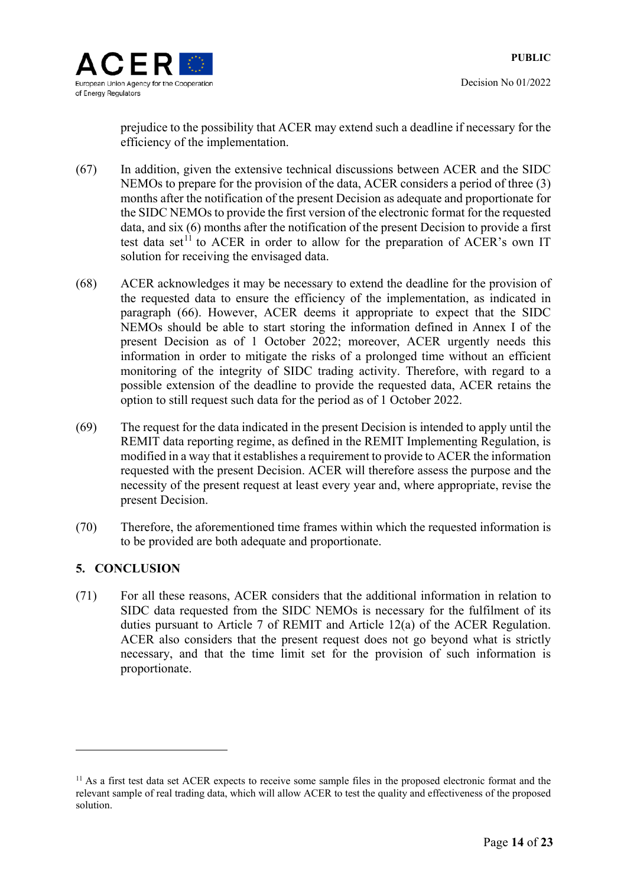prejudice to the possibility that ACER may extend such a deadline if necessary for the efficiency of the implementation.

(67) In addition, given the extensive technical discussions between ACER and the SIDC NEMOs to prepare for the provision of the data, ACER considers a period of three (3) months after the notification of the present Decision as adequate and proportionate for the SIDC NEMOs to provide the first version of the electronic format for the requested data, and six (6) months after the notification of the present Decision to provide a first test data set[11] to ACER in order to allow for the preparation of ACER's own IT solution for receiving the envisaged data.

(68) ACER acknowledges it may be necessary to extend the deadline for the provision of the requested data to ensure the efficiency of the implementation, as indicated in paragraph (66). However, ACER deems it appropriate to expect that the SIDC NEMOs should be able to start storing the information defined in Annex I of the present Decision as of 1 October 2022; moreover, ACER urgently needs this information in order to mitigate the risks of a prolonged time without an efficient monitoring of the integrity of SIDC trading activity. Therefore, with regard to a possible extension of the deadline to provide the requested data, ACER retains the option to still request such data for the period as of 1 October 2022.

(69) The request for the data indicated in the present Decision is intended to apply until the REMIT data reporting regime, as defined in the REMIT Implementing Regulation, is modified in a way that it establishes a requirement to provide to ACER the information requested with the present Decision. ACER will therefore assess the purpose and the necessity of the present request at least every year and, where appropriate, revise the present Decision.

(70) Therefore, the aforementioned time frames within which the requested information is to be provided are both adequate and proportionate.

## 5. CONCLUSION

(71) For all these reasons, ACER considers that the additional information in relation to SIDC data requested from the SIDC NEMOs is necessary for the fulfilment of its duties pursuant to Article 7 of REMIT and Article 12(a) of the ACER Regulation. ACER also considers that the present request does not go beyond what is strictly necessary, and that the time limit set for the provision of such information is proportionate.

---

[11] As a first test data set ACER expects to receive some sample files in the proposed electronic format and the relevant sample of real trading data, which will allow ACER to test the quality and effectiveness of the proposed solution.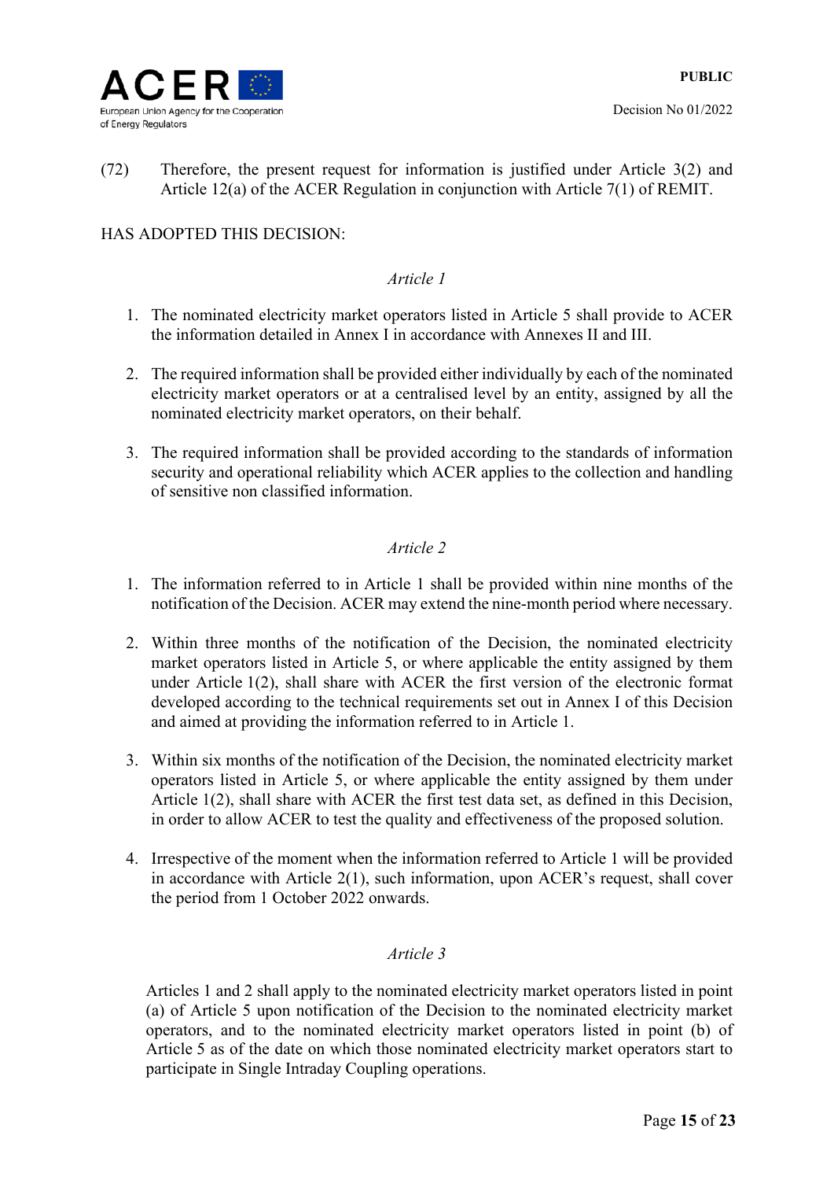(72) Therefore, the present request for information is justified under Article 3(2) and Article 12(a) of the ACER Regulation in conjunction with Article 7(1) of REMIT.

HAS ADOPTED THIS DECISION:

*Article 1*

1. The nominated electricity market operators listed in Article 5 shall provide to ACER the information detailed in Annex I in accordance with Annexes II and III.

2. The required information shall be provided either individually by each of the nominated electricity market operators or at a centralised level by an entity, assigned by all the nominated electricity market operators, on their behalf.

3. The required information shall be provided according to the standards of information security and operational reliability which ACER applies to the collection and handling of sensitive non classified information.

*Article 2*

1. The information referred to in Article 1 shall be provided within nine months of the notification of the Decision. ACER may extend the nine-month period where necessary.

2. Within three months of the notification of the Decision, the nominated electricity market operators listed in Article 5, or where applicable the entity assigned by them under Article 1(2), shall share with ACER the first version of the electronic format developed according to the technical requirements set out in Annex I of this Decision and aimed at providing the information referred to in Article 1.

3. Within six months of the notification of the Decision, the nominated electricity market operators listed in Article 5, or where applicable the entity assigned by them under Article 1(2), shall share with ACER the first test data set, as defined in this Decision, in order to allow ACER to test the quality and effectiveness of the proposed solution.

4. Irrespective of the moment when the information referred to Article 1 will be provided in accordance with Article 2(1), such information, upon ACER's request, shall cover the period from 1 October 2022 onwards.

*Article 3*

Articles 1 and 2 shall apply to the nominated electricity market operators listed in point (a) of Article 5 upon notification of the Decision to the nominated electricity market operators, and to the nominated electricity market operators listed in point (b) of Article 5 as of the date on which those nominated electricity market operators start to participate in Single Intraday Coupling operations.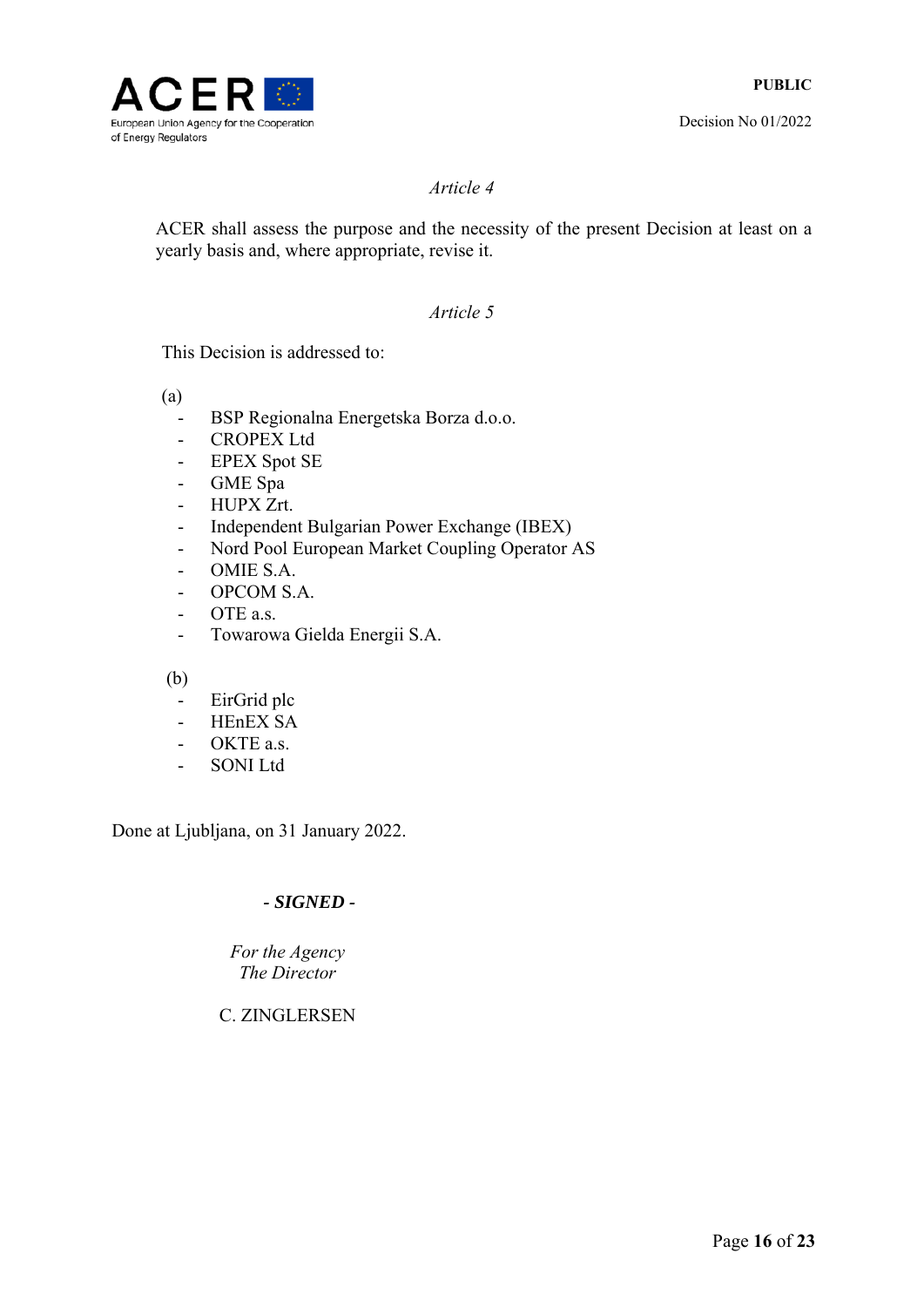*Article 4*

ACER shall assess the purpose and the necessity of the present Decision at least on a yearly basis and, where appropriate, revise it.

*Article 5*

This Decision is addressed to:

(a)

- BSP Regionalna Energetska Borza d.o.o.
- CROPEX Ltd
- EPEX Spot SE
- GME Spa
- HUPX Zrt.
- Independent Bulgarian Power Exchange (IBEX)
- Nord Pool European Market Coupling Operator AS
- OMIE S.A.
- OPCOM S.A.
- OTE a.s.
- Towarowa Gielda Energii S.A.

(b)

- EirGrid plc
- HEnEX SA
- OKTE a.s.
- SONI Ltd

Done at Ljubljana, on 31 January 2022.

- ***SIGNED*** -

*For the Agency*
*The Director*

C. ZINGLERSEN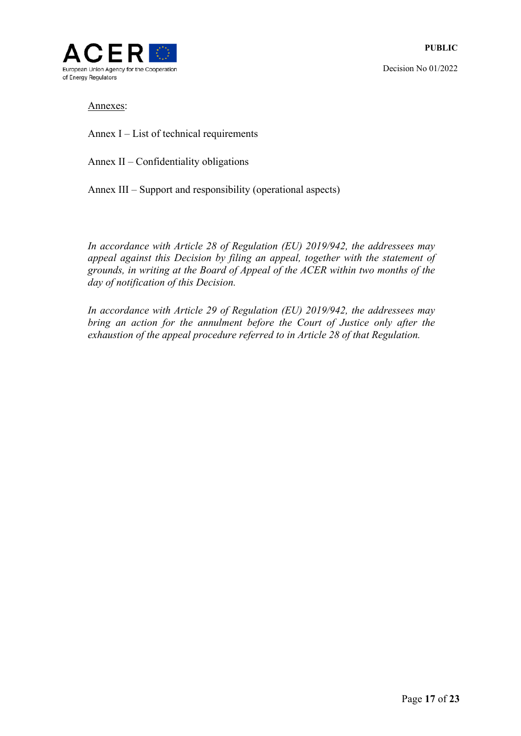Annexes:

Annex I – List of technical requirements

Annex II – Confidentiality obligations

Annex III – Support and responsibility (operational aspects)

*In accordance with Article 28 of Regulation (EU) 2019/942, the addressees may appeal against this Decision by filing an appeal, together with the statement of grounds, in writing at the Board of Appeal of the ACER within two months of the day of notification of this Decision.*

*In accordance with Article 29 of Regulation (EU) 2019/942, the addressees may bring an action for the annulment before the Court of Justice only after the exhaustion of the appeal procedure referred to in Article 28 of that Regulation.*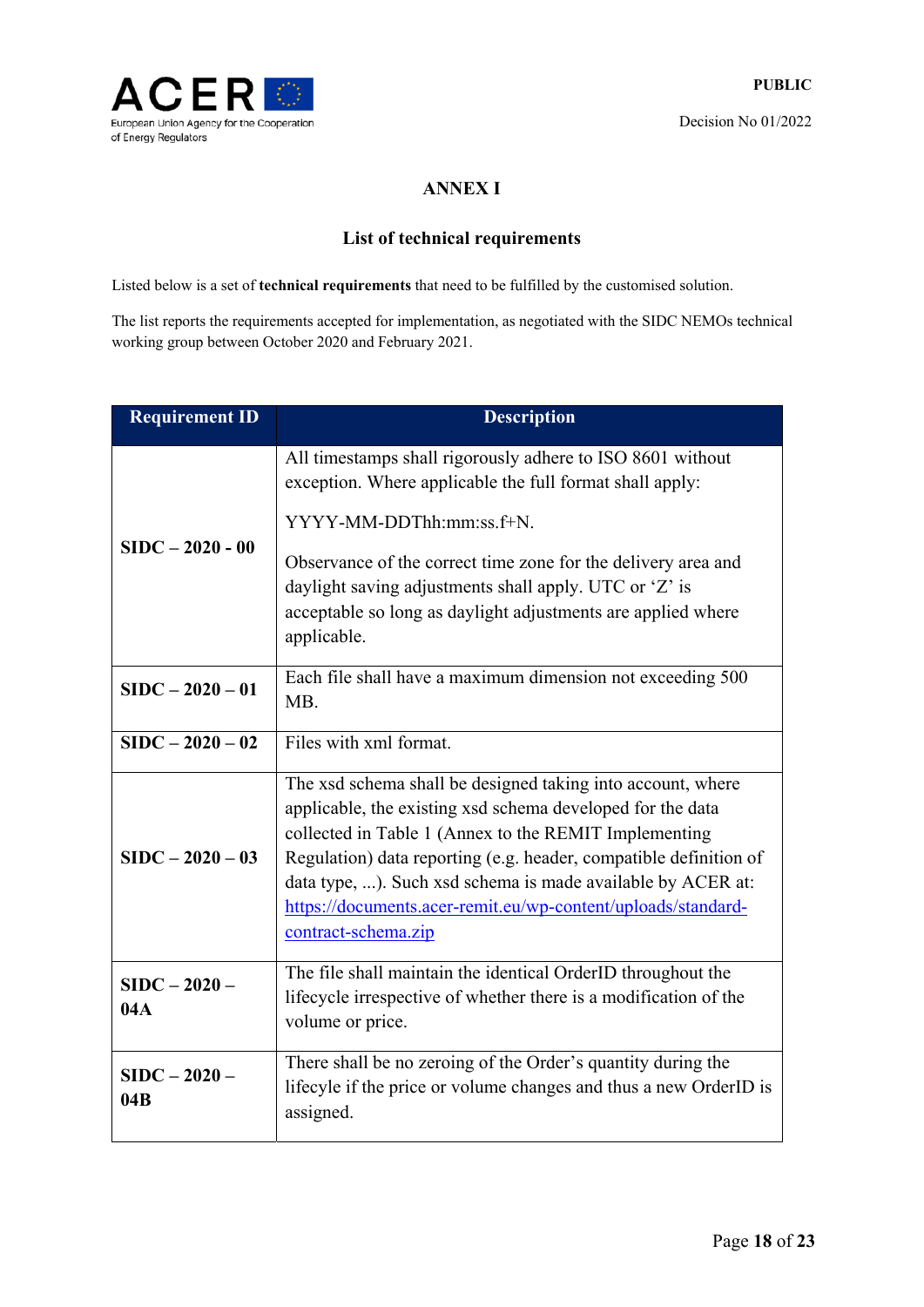## ANNEX I

### List of technical requirements

Listed below is a set of **technical requirements** that need to be fulfilled by the customised solution.

The list reports the requirements accepted for implementation, as negotiated with the SIDC NEMOs technical working group between October 2020 and February 2021.

| Requirement ID | Description |
|---|---|
| **SIDC – 2020 - 00** | All timestamps shall rigorously adhere to ISO 8601 without exception. Where applicable the full format shall apply:<br><br>YYYY-MM-DDThh:mm:ss.f+N.<br><br>Observance of the correct time zone for the delivery area and daylight saving adjustments shall apply. UTC or 'Z' is acceptable so long as daylight adjustments are applied where applicable. |
| **SIDC – 2020 – 01** | Each file shall have a maximum dimension not exceeding 500 MB. |
| **SIDC – 2020 – 02** | Files with xml format. |
| **SIDC – 2020 – 03** | The xsd schema shall be designed taking into account, where applicable, the existing xsd schema developed for the data collected in Table 1 (Annex to the REMIT Implementing Regulation) data reporting (e.g. header, compatible definition of data type, ...). Such xsd schema is made available by ACER at: https://documents.acer-remit.eu/wp-content/uploads/standard-contract-schema.zip |
| **SIDC – 2020 – 04A** | The file shall maintain the identical OrderID throughout the lifecycle irrespective of whether there is a modification of the volume or price. |
| **SIDC – 2020 – 04B** | There shall be no zeroing of the Order's quantity during the lifecycle if the price or volume changes and thus a new OrderID is assigned. |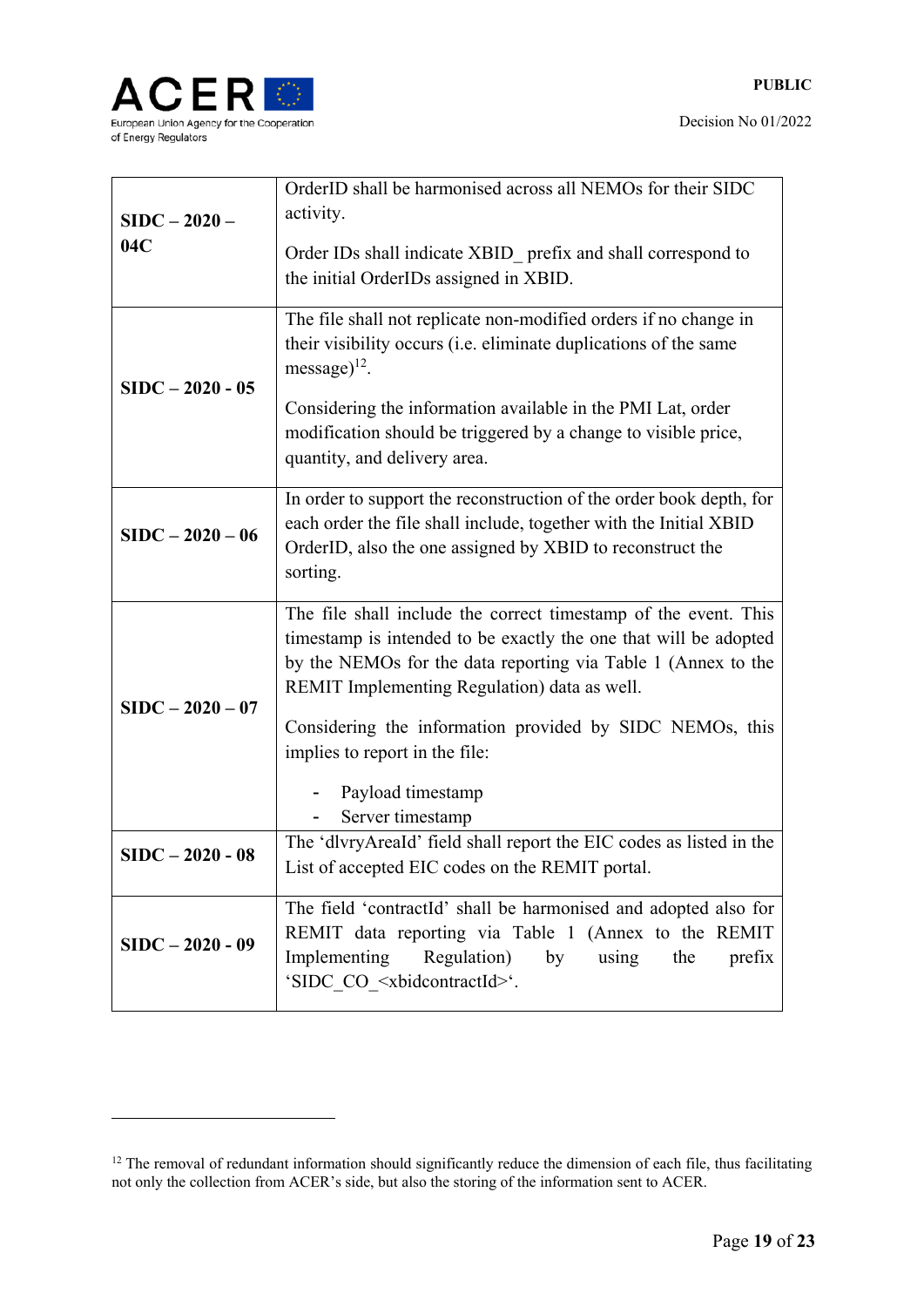| | |
|---|---|
| **SIDC – 2020 – 04C** | OrderID shall be harmonised across all NEMOs for their SIDC activity.<br><br>Order IDs shall indicate XBID_ prefix and shall correspond to the initial OrderIDs assigned in XBID. |
| **SIDC – 2020 - 05** | The file shall not replicate non-modified orders if no change in their visibility occurs (i.e. eliminate duplications of the same message)[12].<br><br>Considering the information available in the PMI Lat, order modification should be triggered by a change to visible price, quantity, and delivery area. |
| **SIDC – 2020 – 06** | In order to support the reconstruction of the order book depth, for each order the file shall include, together with the Initial XBID OrderID, also the one assigned by XBID to reconstruct the sorting. |
| **SIDC – 2020 – 07** | The file shall include the correct timestamp of the event. This timestamp is intended to be exactly the one that will be adopted by the NEMOs for the data reporting via Table 1 (Annex to the REMIT Implementing Regulation) data as well.<br><br>Considering the information provided by SIDC NEMOs, this implies to report in the file:<br><br>- Payload timestamp<br>- Server timestamp |
| **SIDC – 2020 - 08** | The 'dlvryAreaId' field shall report the EIC codes as listed in the List of accepted EIC codes on the REMIT portal. |
| **SIDC – 2020 - 09** | The field 'contractId' shall be harmonised and adopted also for REMIT data reporting via Table 1 (Annex to the REMIT Implementing Regulation) by using the prefix 'SIDC_CO_<xbidcontractId>'. |

[12] The removal of redundant information should significantly reduce the dimension of each file, thus facilitating not only the collection from ACER's side, but also the storing of the information sent to ACER.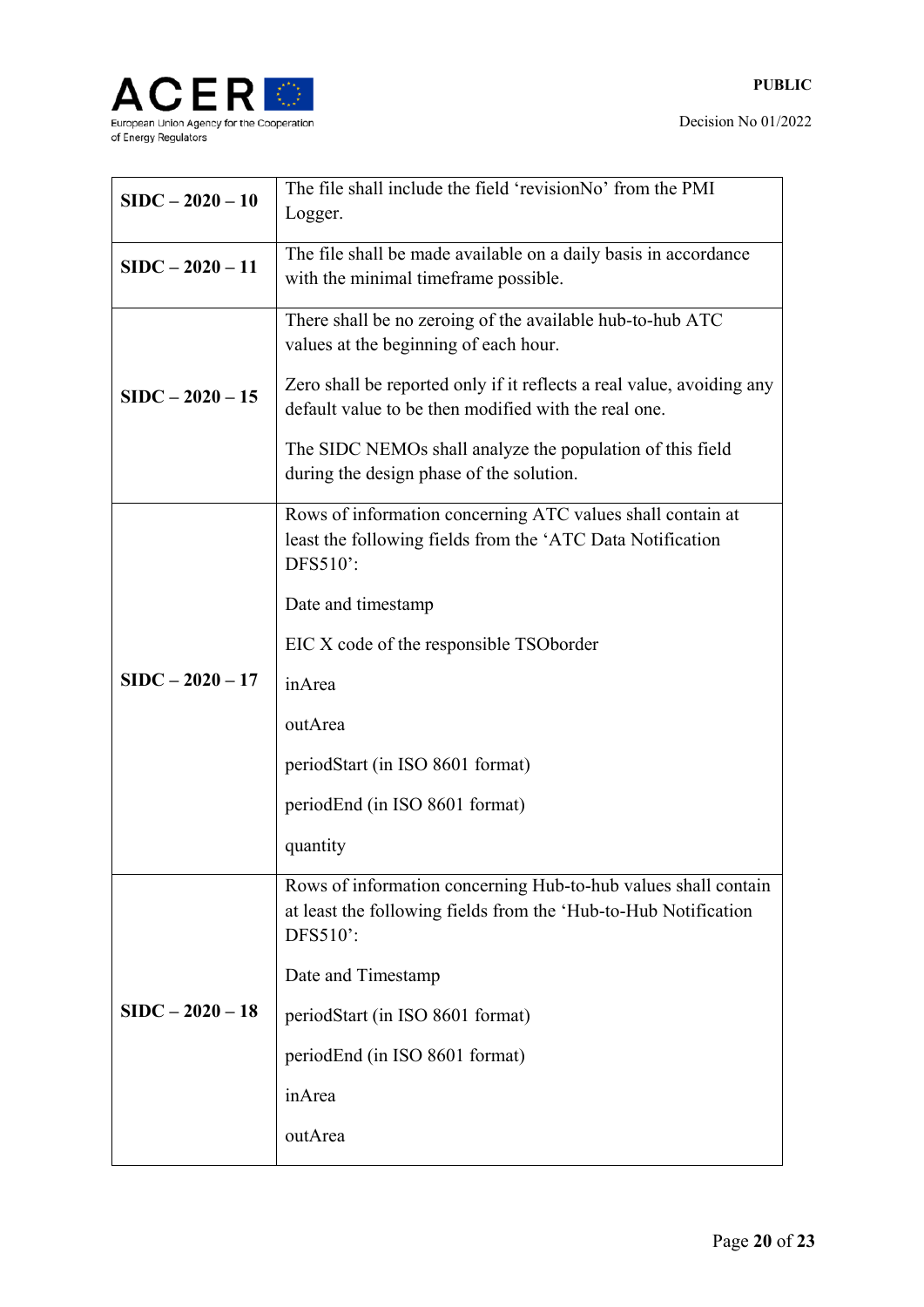| | |
|---|---|
| **SIDC – 2020 – 10** | The file shall include the field 'revisionNo' from the PMI Logger. |
| **SIDC – 2020 – 11** | The file shall be made available on a daily basis in accordance with the minimal timeframe possible. |
| **SIDC – 2020 – 15** | There shall be no zeroing of the available hub-to-hub ATC values at the beginning of each hour.<br><br>Zero shall be reported only if it reflects a real value, avoiding any default value to be then modified with the real one.<br><br>The SIDC NEMOs shall analyze the population of this field during the design phase of the solution. |
| **SIDC – 2020 – 17** | Rows of information concerning ATC values shall contain at least the following fields from the 'ATC Data Notification DFS510':<br><br>Date and timestamp<br><br>EIC X code of the responsible TSOborder<br><br>inArea<br><br>outArea<br><br>periodStart (in ISO 8601 format)<br><br>periodEnd (in ISO 8601 format)<br><br>quantity |
| **SIDC – 2020 – 18** | Rows of information concerning Hub-to-hub values shall contain at least the following fields from the 'Hub-to-Hub Notification DFS510':<br><br>Date and Timestamp<br><br>periodStart (in ISO 8601 format)<br><br>periodEnd (in ISO 8601 format)<br><br>inArea<br><br>outArea |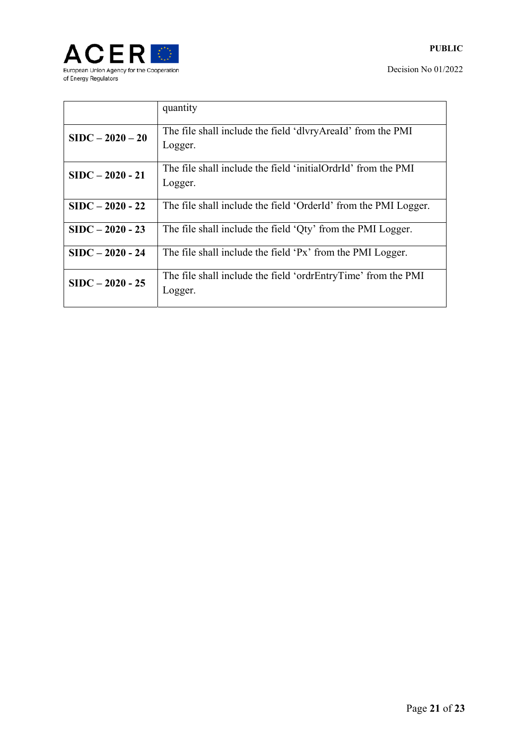| | quantity |
|---|---|
| **SIDC – 2020 – 20** | The file shall include the field 'dlvryAreaId' from the PMI Logger. |
| **SIDC – 2020 - 21** | The file shall include the field 'initialOrdrId' from the PMI Logger. |
| **SIDC – 2020 - 22** | The file shall include the field 'OrderId' from the PMI Logger. |
| **SIDC – 2020 - 23** | The file shall include the field 'Qty' from the PMI Logger. |
| **SIDC – 2020 - 24** | The file shall include the field 'Px' from the PMI Logger. |
| **SIDC – 2020 - 25** | The file shall include the field 'ordrEntryTime' from the PMI Logger. |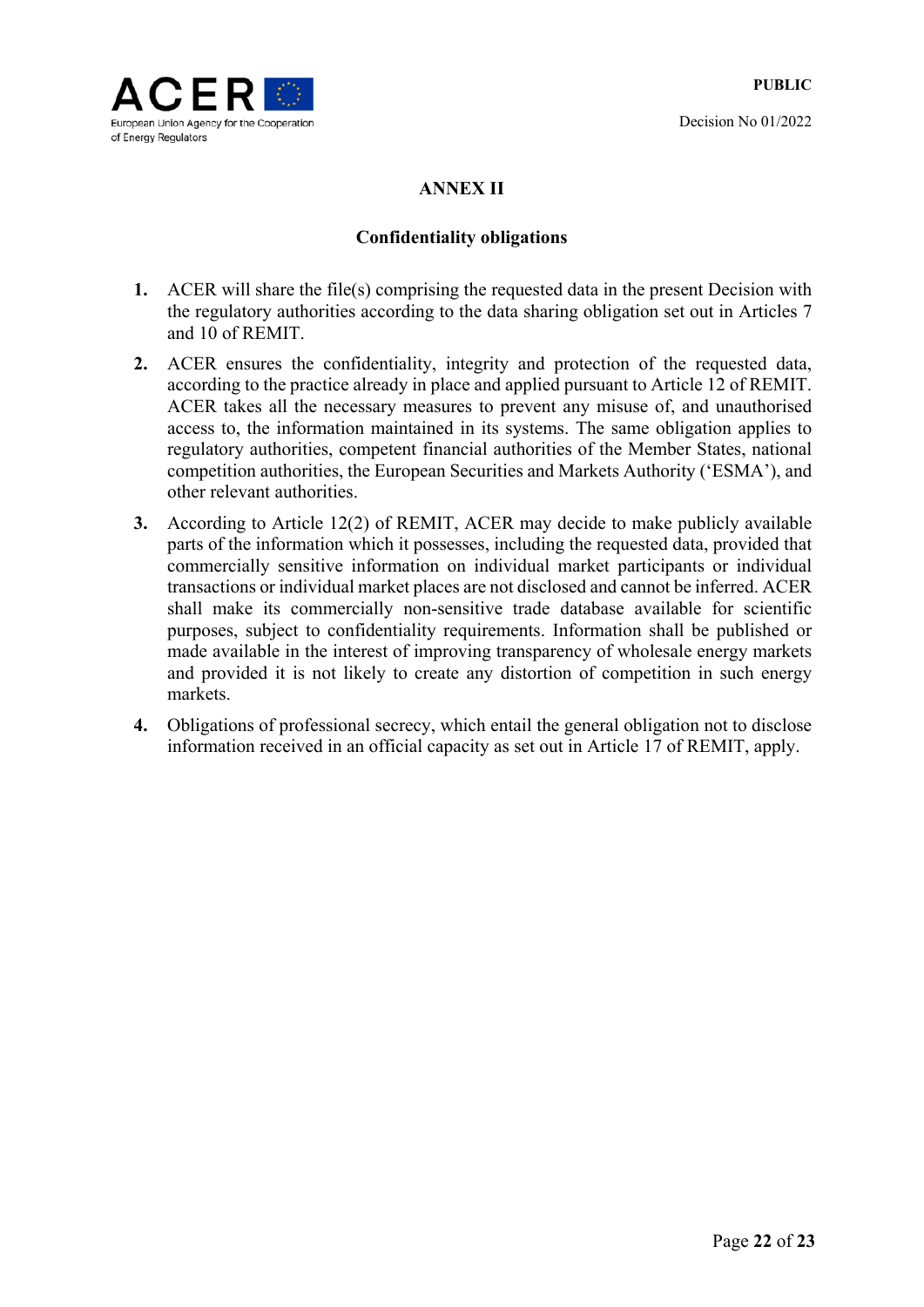## ANNEX II

### Confidentiality obligations

1. ACER will share the file(s) comprising the requested data in the present Decision with the regulatory authorities according to the data sharing obligation set out in Articles 7 and 10 of REMIT.
2. ACER ensures the confidentiality, integrity and protection of the requested data, according to the practice already in place and applied pursuant to Article 12 of REMIT. ACER takes all the necessary measures to prevent any misuse of, and unauthorised access to, the information maintained in its systems. The same obligation applies to regulatory authorities, competent financial authorities of the Member States, national competition authorities, the European Securities and Markets Authority ('ESMA'), and other relevant authorities.
3. According to Article 12(2) of REMIT, ACER may decide to make publicly available parts of the information which it possesses, including the requested data, provided that commercially sensitive information on individual market participants or individual transactions or individual market places are not disclosed and cannot be inferred. ACER shall make its commercially non-sensitive trade database available for scientific purposes, subject to confidentiality requirements. Information shall be published or made available in the interest of improving transparency of wholesale energy markets and provided it is not likely to create any distortion of competition in such energy markets.
4. Obligations of professional secrecy, which entail the general obligation not to disclose information received in an official capacity as set out in Article 17 of REMIT, apply.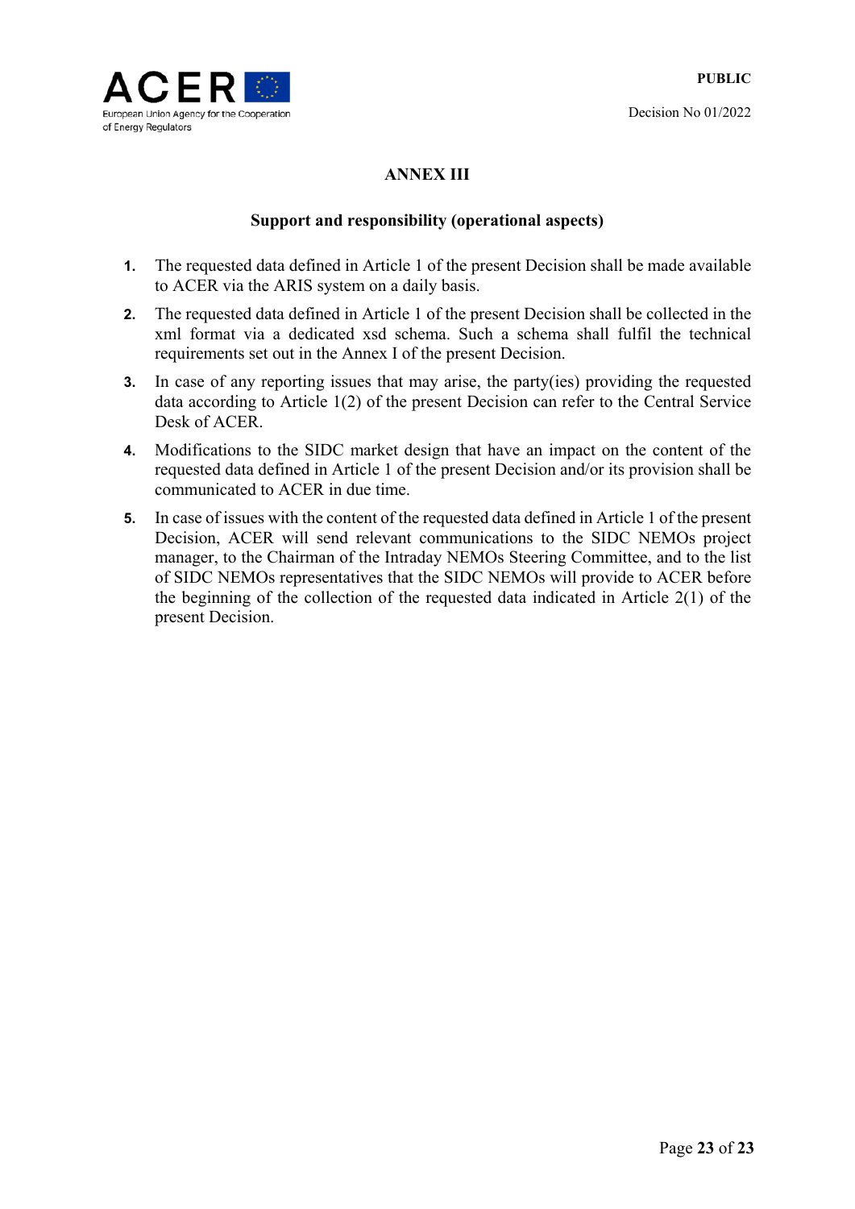# ANNEX III

## Support and responsibility (operational aspects)

1. The requested data defined in Article 1 of the present Decision shall be made available to ACER via the ARIS system on a daily basis.
2. The requested data defined in Article 1 of the present Decision shall be collected in the xml format via a dedicated xsd schema. Such a schema shall fulfil the technical requirements set out in the Annex I of the present Decision.
3. In case of any reporting issues that may arise, the party(ies) providing the requested data according to Article 1(2) of the present Decision can refer to the Central Service Desk of ACER.
4. Modifications to the SIDC market design that have an impact on the content of the requested data defined in Article 1 of the present Decision and/or its provision shall be communicated to ACER in due time.
5. In case of issues with the content of the requested data defined in Article 1 of the present Decision, ACER will send relevant communications to the SIDC NEMOs project manager, to the Chairman of the Intraday NEMOs Steering Committee, and to the list of SIDC NEMOs representatives that the SIDC NEMOs will provide to ACER before the beginning of the collection of the requested data indicated in Article 2(1) of the present Decision.